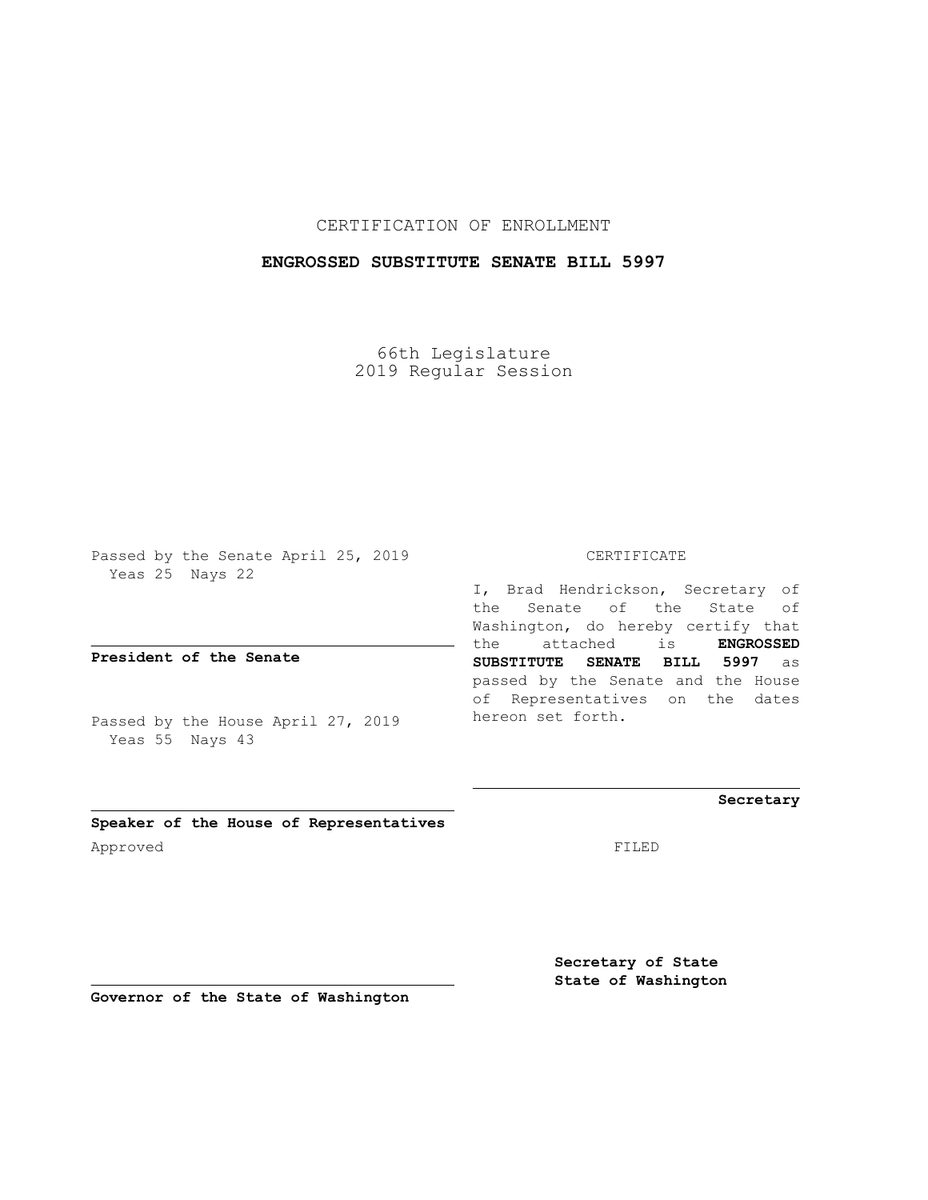CERTIFICATION OF ENROLLMENT

**ENGROSSED SUBSTITUTE SENATE BILL 5997**

66th Legislature
2019 Regular Session

Passed by the Senate April 25, 2019
Yeas 25 Nays 22

**President of the Senate**

Passed by the House April 27, 2019
Yeas 55 Nays 43

**Speaker of the House of Representatives**

Approved

**Governor of the State of Washington**

CERTIFICATE

I, Brad Hendrickson, Secretary of the Senate of the State of Washington, do hereby certify that the attached is **ENGROSSED SUBSTITUTE SENATE BILL 5997** as passed by the Senate and the House of Representatives on the dates hereon set forth.

**Secretary**

FILED

**Secretary of State**
**State of Washington**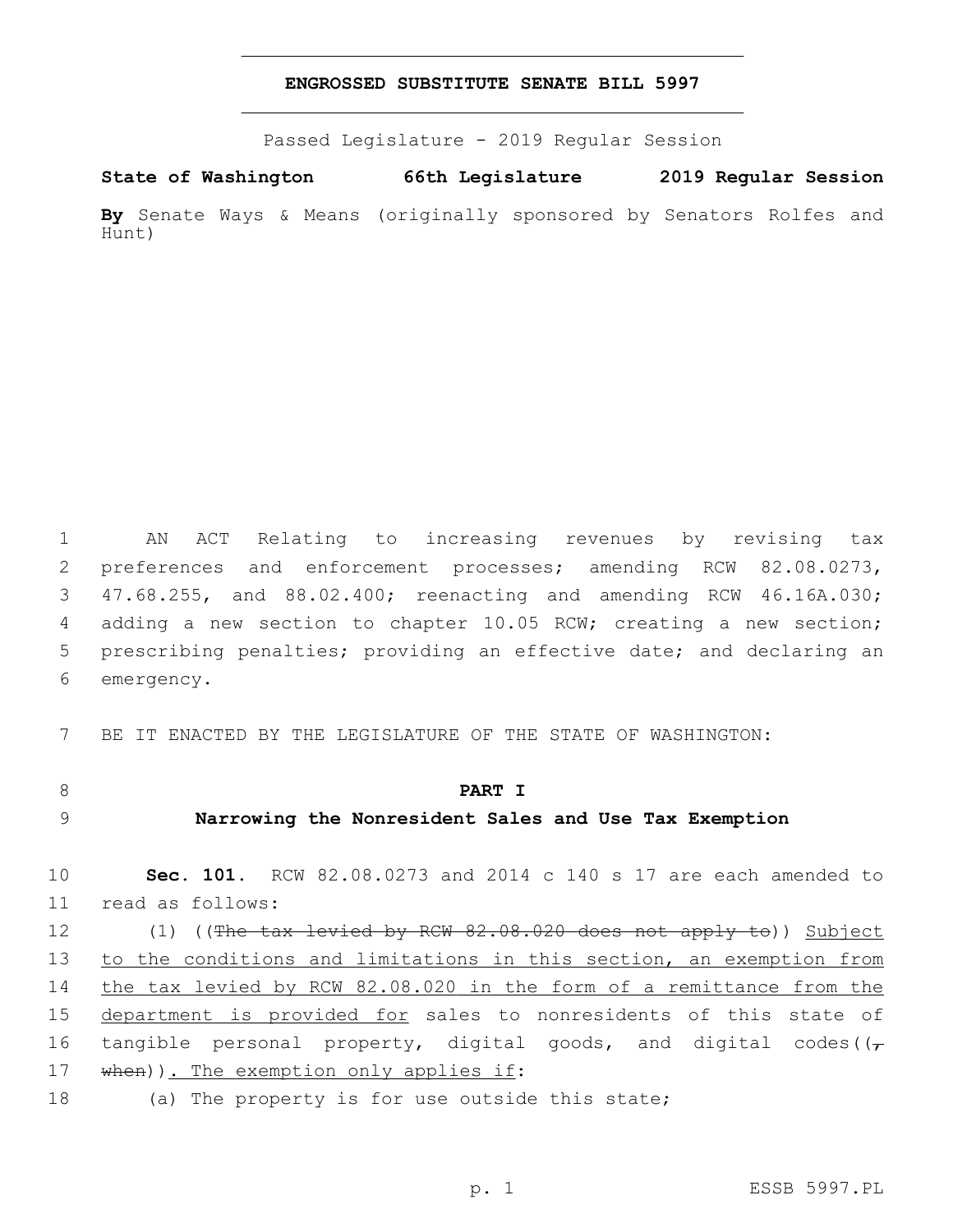# ENGROSSED SUBSTITUTE SENATE BILL 5997

Passed Legislature - 2019 Regular Session

**State of Washington 66th Legislature 2019 Regular Session**

**By** Senate Ways & Means (originally sponsored by Senators Rolfes and Hunt)

1 AN ACT Relating to increasing revenues by revising tax
2 preferences and enforcement processes; amending RCW 82.08.0273,
3 47.68.255, and 88.02.400; reenacting and amending RCW 46.16A.030;
4 adding a new section to chapter 10.05 RCW; creating a new section;
5 prescribing penalties; providing an effective date; and declaring an
6 emergency.

7 BE IT ENACTED BY THE LEGISLATURE OF THE STATE OF WASHINGTON:

## 8 PART I

## 9 Narrowing the Nonresident Sales and Use Tax Exemption

10 **Sec. 101.** RCW 82.08.0273 and 2014 c 140 s 17 are each amended to
11 read as follows:

12 (1) ((~~The tax levied by RCW 82.08.020 does not apply to~~)) <u>Subject</u>
13 <u>to the conditions and limitations in this section, an exemption from</u>
14 <u>the tax levied by RCW 82.08.020 in the form of a remittance from the</u>
15 <u>department is provided for</u> sales to nonresidents of this state of
16 tangible personal property, digital goods, and digital codes((~~,~~
17 ~~when~~))<u>. The exemption only applies if</u>:

18 (a) The property is for use outside this state;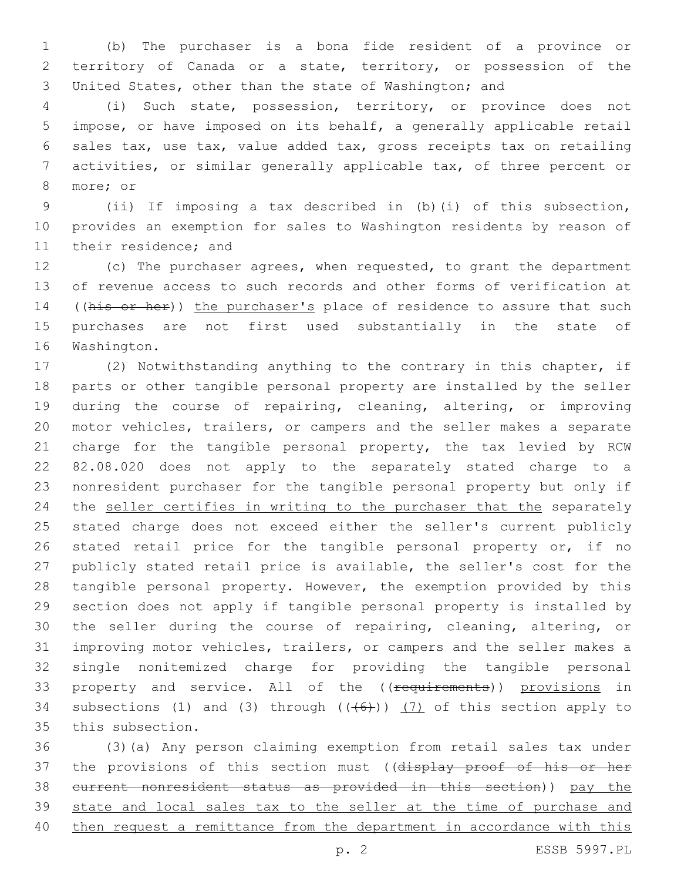(b) The purchaser is a bona fide resident of a province or territory of Canada or a state, territory, or possession of the United States, other than the state of Washington; and

(i) Such state, possession, territory, or province does not impose, or have imposed on its behalf, a generally applicable retail sales tax, use tax, value added tax, gross receipts tax on retailing activities, or similar generally applicable tax, of three percent or more; or

(ii) If imposing a tax described in (b)(i) of this subsection, provides an exemption for sales to Washington residents by reason of their residence; and

(c) The purchaser agrees, when requested, to grant the department of revenue access to such records and other forms of verification at ((~~his or her~~)) <u>the purchaser's</u> place of residence to assure that such purchases are not first used substantially in the state of Washington.

(2) Notwithstanding anything to the contrary in this chapter, if parts or other tangible personal property are installed by the seller during the course of repairing, cleaning, altering, or improving motor vehicles, trailers, or campers and the seller makes a separate charge for the tangible personal property, the tax levied by RCW 82.08.020 does not apply to the separately stated charge to a nonresident purchaser for the tangible personal property but only if the <u>seller certifies in writing to the purchaser that the</u> separately stated charge does not exceed either the seller's current publicly stated retail price for the tangible personal property or, if no publicly stated retail price is available, the seller's cost for the tangible personal property. However, the exemption provided by this section does not apply if tangible personal property is installed by the seller during the course of repairing, cleaning, altering, or improving motor vehicles, trailers, or campers and the seller makes a single nonitemized charge for providing the tangible personal property and service. All of the ((~~requirements~~)) <u>provisions</u> in subsections (1) and (3) through ((~~(6)~~)) <u>(7)</u> of this section apply to this subsection.

(3)(a) Any person claiming exemption from retail sales tax under the provisions of this section must ((~~display proof of his or her current nonresident status as provided in this section~~)) <u>pay the state and local sales tax to the seller at the time of purchase and then request a remittance from the department in accordance with this</u>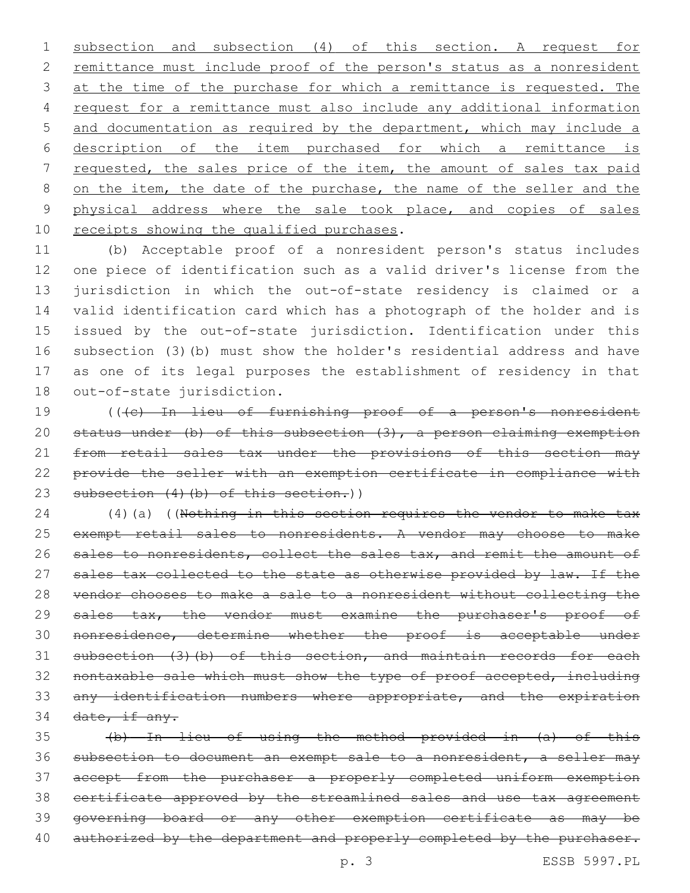subsection and subsection (4) of this section. A request for remittance must include proof of the person's status as a nonresident at the time of the purchase for which a remittance is requested. The request for a remittance must also include any additional information and documentation as required by the department, which may include a description of the item purchased for which a remittance is requested, the sales price of the item, the amount of sales tax paid on the item, the date of the purchase, the name of the seller and the physical address where the sale took place, and copies of sales receipts showing the qualified purchases.

(b) Acceptable proof of a nonresident person's status includes one piece of identification such as a valid driver's license from the jurisdiction in which the out-of-state residency is claimed or a valid identification card which has a photograph of the holder and is issued by the out-of-state jurisdiction. Identification under this subsection (3)(b) must show the holder's residential address and have as one of its legal purposes the establishment of residency in that out-of-state jurisdiction.

~~((~~(c) In lieu of furnishing proof of a person's nonresident status under (b) of this subsection (3), a person claiming exemption from retail sales tax under the provisions of this section may provide the seller with an exemption certificate in compliance with subsection (4)(b) of this section.))

(4)(a) ((~~Nothing in this section requires the vendor to make tax exempt retail sales to nonresidents. A vendor may choose to make sales to nonresidents, collect the sales tax, and remit the amount of sales tax collected to the state as otherwise provided by law. If the vendor chooses to make a sale to a nonresident without collecting the sales tax, the vendor must examine the purchaser's proof of nonresidence, determine whether the proof is acceptable under subsection (3)(b) of this section, and maintain records for each nontaxable sale which must show the type of proof accepted, including any identification numbers where appropriate, and the expiration date, if any.~~

~~(b) In lieu of using the method provided in (a) of this subsection to document an exempt sale to a nonresident, a seller may accept from the purchaser a properly completed uniform exemption certificate approved by the streamlined sales and use tax agreement governing board or any other exemption certificate as may be authorized by the department and properly completed by the purchaser.~~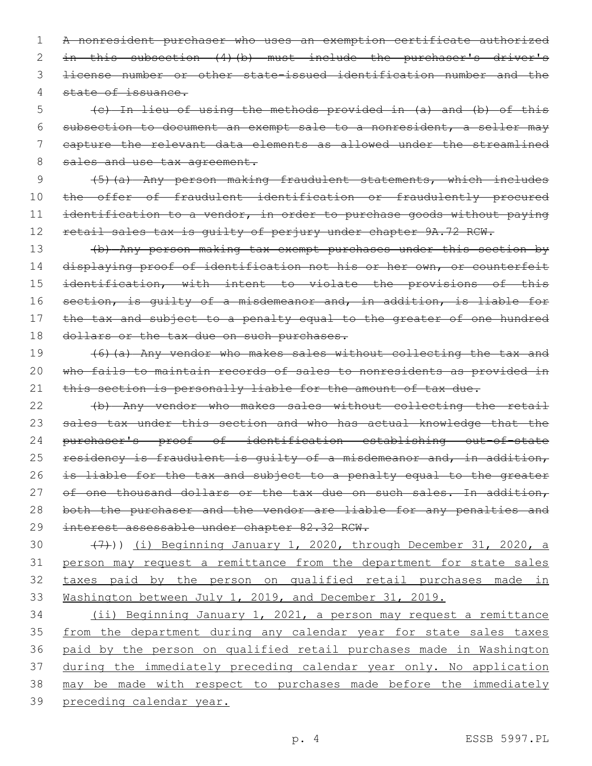~~A nonresident purchaser who uses an exemption certificate authorized in this subsection (4)(b) must include the purchaser's driver's license number or other state-issued identification number and the state of issuance.~~

~~(c) In lieu of using the methods provided in (a) and (b) of this subsection to document an exempt sale to a nonresident, a seller may capture the relevant data elements as allowed under the streamlined sales and use tax agreement.~~

~~(5)(a) Any person making fraudulent statements, which includes the offer of fraudulent identification or fraudulently procured identification to a vendor, in order to purchase goods without paying retail sales tax is guilty of perjury under chapter 9A.72 RCW.~~

~~(b) Any person making tax exempt purchases under this section by displaying proof of identification not his or her own, or counterfeit identification, with intent to violate the provisions of this section, is guilty of a misdemeanor and, in addition, is liable for the tax and subject to a penalty equal to the greater of one hundred dollars or the tax due on such purchases.~~

~~(6)(a) Any vendor who makes sales without collecting the tax and who fails to maintain records of sales to nonresidents as provided in this section is personally liable for the amount of tax due.~~

~~(b) Any vendor who makes sales without collecting the retail sales tax under this section and who has actual knowledge that the purchaser's proof of identification establishing out-of-state residency is fraudulent is guilty of a misdemeanor and, in addition, is liable for the tax and subject to a penalty equal to the greater of one thousand dollars or the tax due on such sales. In addition, both the purchaser and the vendor are liable for any penalties and interest assessable under chapter 82.32 RCW.~~

~~(7)~~)) <u>(i) Beginning January 1, 2020, through December 31, 2020, a person may request a remittance from the department for state sales taxes paid by the person on qualified retail purchases made in Washington between July 1, 2019, and December 31, 2019.</u>

<u>(ii) Beginning January 1, 2021, a person may request a remittance from the department during any calendar year for state sales taxes paid by the person on qualified retail purchases made in Washington during the immediately preceding calendar year only. No application may be made with respect to purchases made before the immediately preceding calendar year.</u>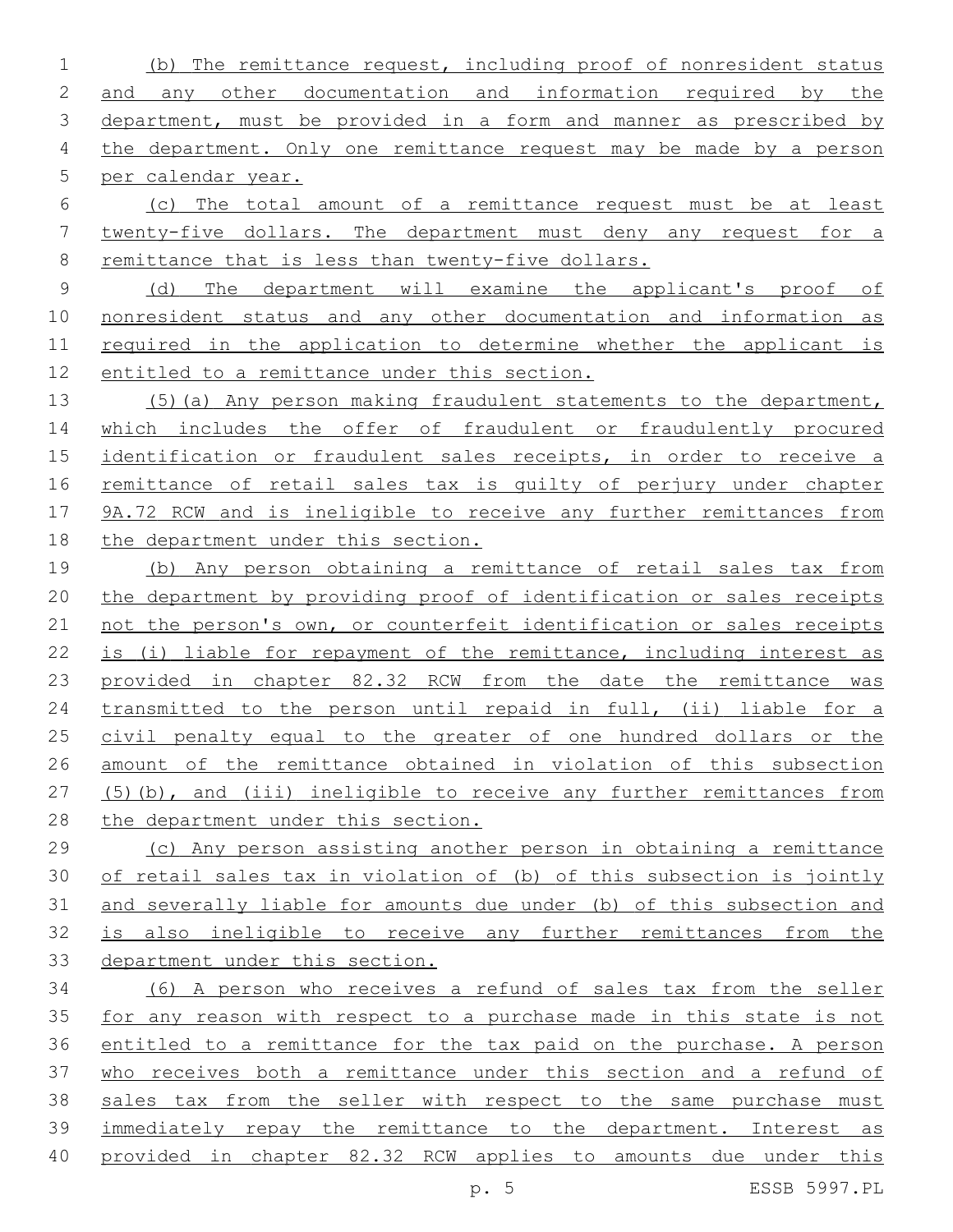(b) The remittance request, including proof of nonresident status and any other documentation and information required by the department, must be provided in a form and manner as prescribed by the department. Only one remittance request may be made by a person per calendar year.

(c) The total amount of a remittance request must be at least twenty-five dollars. The department must deny any request for a remittance that is less than twenty-five dollars.

(d) The department will examine the applicant's proof of nonresident status and any other documentation and information as required in the application to determine whether the applicant is entitled to a remittance under this section.

(5)(a) Any person making fraudulent statements to the department, which includes the offer of fraudulent or fraudulently procured identification or fraudulent sales receipts, in order to receive a remittance of retail sales tax is guilty of perjury under chapter 9A.72 RCW and is ineligible to receive any further remittances from the department under this section.

(b) Any person obtaining a remittance of retail sales tax from the department by providing proof of identification or sales receipts not the person's own, or counterfeit identification or sales receipts is (i) liable for repayment of the remittance, including interest as provided in chapter 82.32 RCW from the date the remittance was transmitted to the person until repaid in full, (ii) liable for a civil penalty equal to the greater of one hundred dollars or the amount of the remittance obtained in violation of this subsection (5)(b), and (iii) ineligible to receive any further remittances from the department under this section.

(c) Any person assisting another person in obtaining a remittance of retail sales tax in violation of (b) of this subsection is jointly and severally liable for amounts due under (b) of this subsection and is also ineligible to receive any further remittances from the department under this section.

(6) A person who receives a refund of sales tax from the seller for any reason with respect to a purchase made in this state is not entitled to a remittance for the tax paid on the purchase. A person who receives both a remittance under this section and a refund of sales tax from the seller with respect to the same purchase must immediately repay the remittance to the department. Interest as provided in chapter 82.32 RCW applies to amounts due under this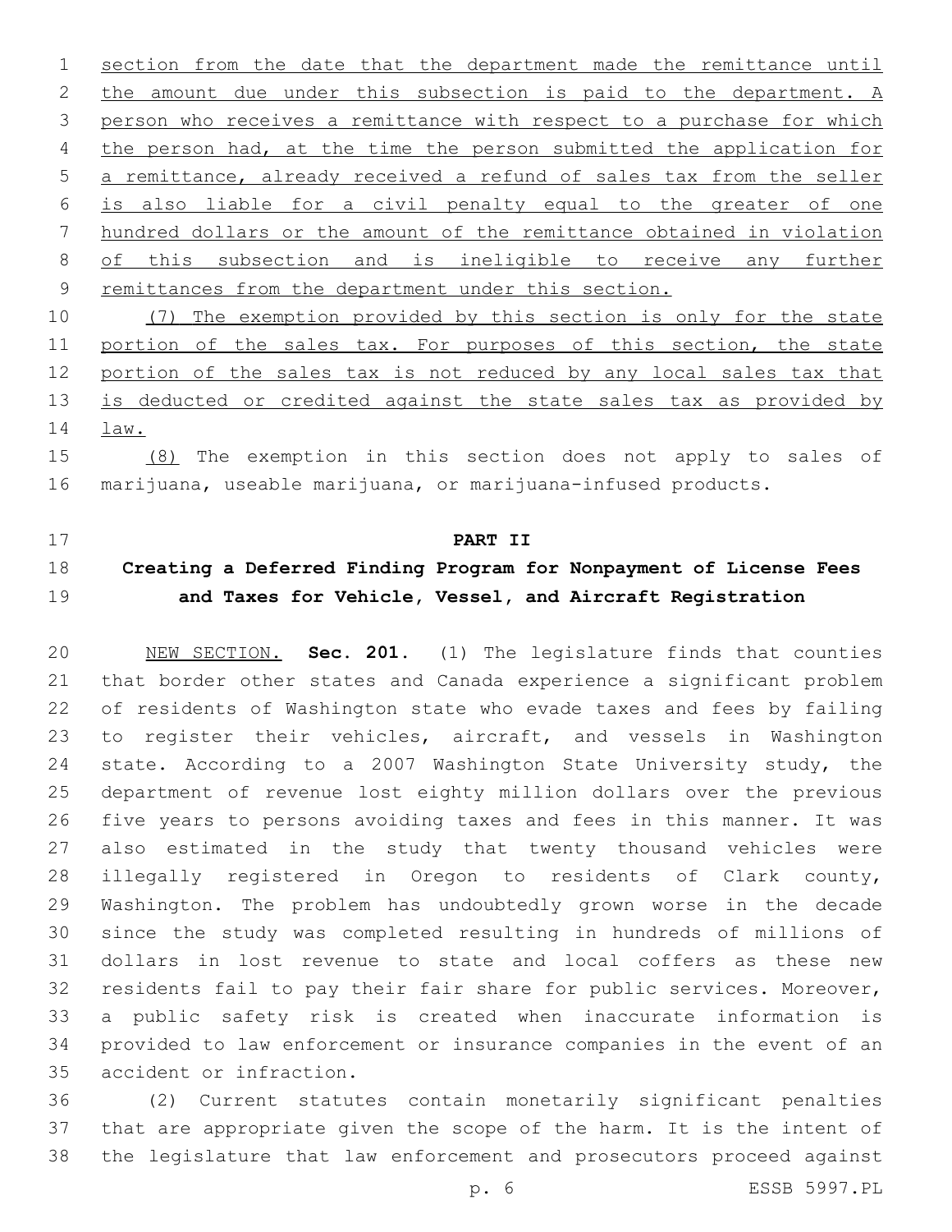section from the date that the department made the remittance until the amount due under this subsection is paid to the department. A person who receives a remittance with respect to a purchase for which the person had, at the time the person submitted the application for a remittance, already received a refund of sales tax from the seller is also liable for a civil penalty equal to the greater of one hundred dollars or the amount of the remittance obtained in violation of this subsection and is ineligible to receive any further remittances from the department under this section.

(7) The exemption provided by this section is only for the state portion of the sales tax. For purposes of this section, the state portion of the sales tax is not reduced by any local sales tax that is deducted or credited against the state sales tax as provided by law.

(8) The exemption in this section does not apply to sales of marijuana, useable marijuana, or marijuana-infused products.

**PART II**

**Creating a Deferred Finding Program for Nonpayment of License Fees and Taxes for Vehicle, Vessel, and Aircraft Registration**

NEW SECTION. **Sec. 201.** (1) The legislature finds that counties that border other states and Canada experience a significant problem of residents of Washington state who evade taxes and fees by failing to register their vehicles, aircraft, and vessels in Washington state. According to a 2007 Washington State University study, the department of revenue lost eighty million dollars over the previous five years to persons avoiding taxes and fees in this manner. It was also estimated in the study that twenty thousand vehicles were illegally registered in Oregon to residents of Clark county, Washington. The problem has undoubtedly grown worse in the decade since the study was completed resulting in hundreds of millions of dollars in lost revenue to state and local coffers as these new residents fail to pay their fair share for public services. Moreover, a public safety risk is created when inaccurate information is provided to law enforcement or insurance companies in the event of an accident or infraction.

(2) Current statutes contain monetarily significant penalties that are appropriate given the scope of the harm. It is the intent of the legislature that law enforcement and prosecutors proceed against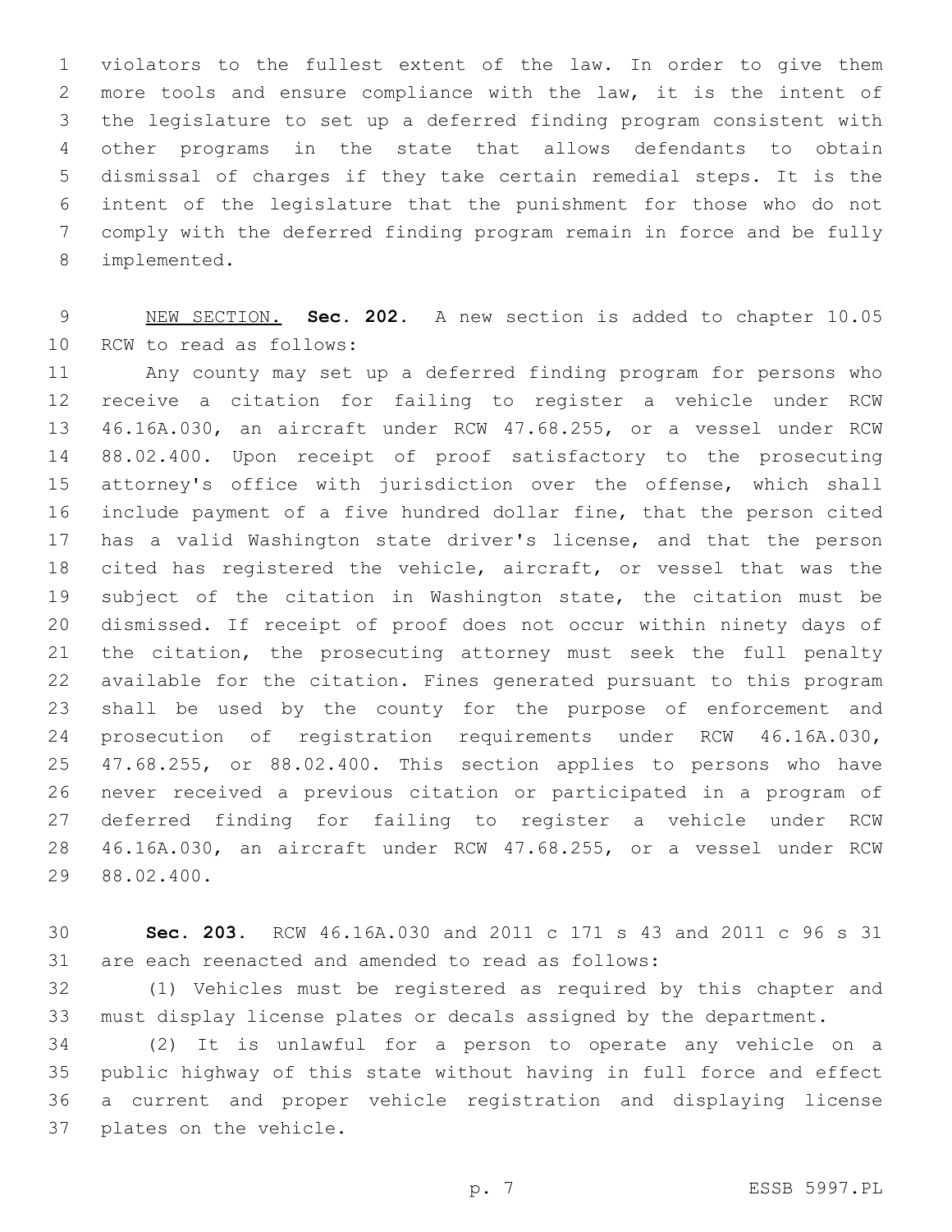violators to the fullest extent of the law. In order to give them more tools and ensure compliance with the law, it is the intent of the legislature to set up a deferred finding program consistent with other programs in the state that allows defendants to obtain dismissal of charges if they take certain remedial steps. It is the intent of the legislature that the punishment for those who do not comply with the deferred finding program remain in force and be fully implemented.

NEW SECTION. **Sec. 202.** A new section is added to chapter 10.05 RCW to read as follows:

Any county may set up a deferred finding program for persons who receive a citation for failing to register a vehicle under RCW 46.16A.030, an aircraft under RCW 47.68.255, or a vessel under RCW 88.02.400. Upon receipt of proof satisfactory to the prosecuting attorney's office with jurisdiction over the offense, which shall include payment of a five hundred dollar fine, that the person cited has a valid Washington state driver's license, and that the person cited has registered the vehicle, aircraft, or vessel that was the subject of the citation in Washington state, the citation must be dismissed. If receipt of proof does not occur within ninety days of the citation, the prosecuting attorney must seek the full penalty available for the citation. Fines generated pursuant to this program shall be used by the county for the purpose of enforcement and prosecution of registration requirements under RCW 46.16A.030, 47.68.255, or 88.02.400. This section applies to persons who have never received a previous citation or participated in a program of deferred finding for failing to register a vehicle under RCW 46.16A.030, an aircraft under RCW 47.68.255, or a vessel under RCW 88.02.400.

**Sec. 203.** RCW 46.16A.030 and 2011 c 171 s 43 and 2011 c 96 s 31 are each reenacted and amended to read as follows:

(1) Vehicles must be registered as required by this chapter and must display license plates or decals assigned by the department.

(2) It is unlawful for a person to operate any vehicle on a public highway of this state without having in full force and effect a current and proper vehicle registration and displaying license plates on the vehicle.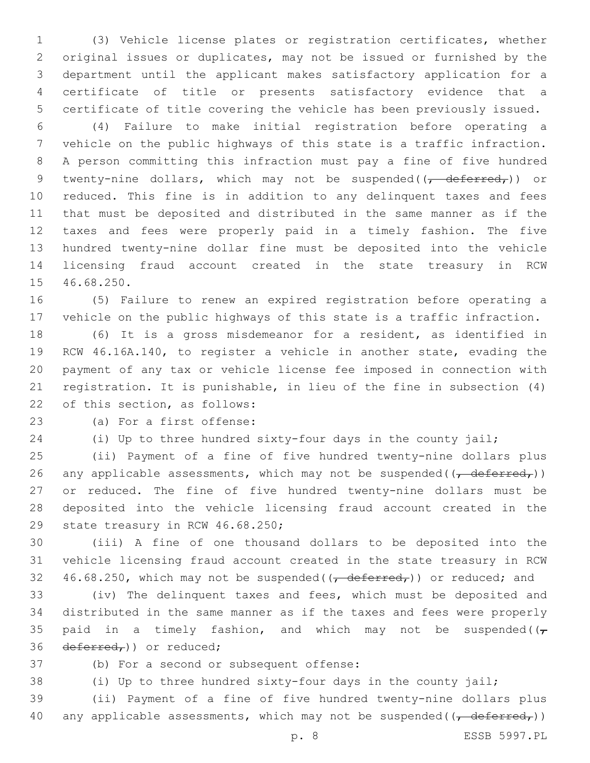(3) Vehicle license plates or registration certificates, whether original issues or duplicates, may not be issued or furnished by the department until the applicant makes satisfactory application for a certificate of title or presents satisfactory evidence that a certificate of title covering the vehicle has been previously issued.

(4) Failure to make initial registration before operating a vehicle on the public highways of this state is a traffic infraction. A person committing this infraction must pay a fine of five hundred twenty-nine dollars, which may not be suspended((~~, deferred,~~)) or reduced. This fine is in addition to any delinquent taxes and fees that must be deposited and distributed in the same manner as if the taxes and fees were properly paid in a timely fashion. The five hundred twenty-nine dollar fine must be deposited into the vehicle licensing fraud account created in the state treasury in RCW 46.68.250.

(5) Failure to renew an expired registration before operating a vehicle on the public highways of this state is a traffic infraction.

(6) It is a gross misdemeanor for a resident, as identified in RCW 46.16A.140, to register a vehicle in another state, evading the payment of any tax or vehicle license fee imposed in connection with registration. It is punishable, in lieu of the fine in subsection (4) of this section, as follows:

(a) For a first offense:

(i) Up to three hundred sixty-four days in the county jail;

(ii) Payment of a fine of five hundred twenty-nine dollars plus any applicable assessments, which may not be suspended((~~, deferred,~~)) or reduced. The fine of five hundred twenty-nine dollars must be deposited into the vehicle licensing fraud account created in the state treasury in RCW 46.68.250;

(iii) A fine of one thousand dollars to be deposited into the vehicle licensing fraud account created in the state treasury in RCW 46.68.250, which may not be suspended((~~, deferred,~~)) or reduced; and

(iv) The delinquent taxes and fees, which must be deposited and distributed in the same manner as if the taxes and fees were properly paid in a timely fashion, and which may not be suspended((~~, deferred,~~)) or reduced;

(b) For a second or subsequent offense:

(i) Up to three hundred sixty-four days in the county jail;

(ii) Payment of a fine of five hundred twenty-nine dollars plus any applicable assessments, which may not be suspended((~~, deferred,~~))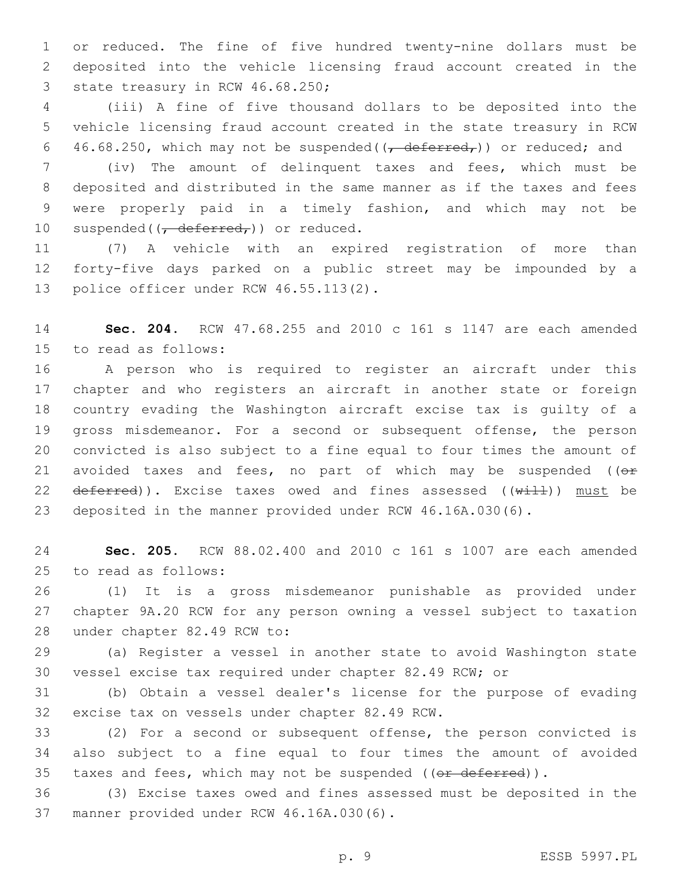or reduced. The fine of five hundred twenty-nine dollars must be deposited into the vehicle licensing fraud account created in the state treasury in RCW 46.68.250;

(iii) A fine of five thousand dollars to be deposited into the vehicle licensing fraud account created in the state treasury in RCW 46.68.250, which may not be suspended((~~, deferred,~~)) or reduced; and

(iv) The amount of delinquent taxes and fees, which must be deposited and distributed in the same manner as if the taxes and fees were properly paid in a timely fashion, and which may not be suspended((~~, deferred,~~)) or reduced.

(7) A vehicle with an expired registration of more than forty-five days parked on a public street may be impounded by a police officer under RCW 46.55.113(2).

**Sec. 204.** RCW 47.68.255 and 2010 c 161 s 1147 are each amended to read as follows:

A person who is required to register an aircraft under this chapter and who registers an aircraft in another state or foreign country evading the Washington aircraft excise tax is guilty of a gross misdemeanor. For a second or subsequent offense, the person convicted is also subject to a fine equal to four times the amount of avoided taxes and fees, no part of which may be suspended ((~~or deferred~~)). Excise taxes owed and fines assessed ((~~will~~)) <u>must</u> be deposited in the manner provided under RCW 46.16A.030(6).

**Sec. 205.** RCW 88.02.400 and 2010 c 161 s 1007 are each amended to read as follows:

(1) It is a gross misdemeanor punishable as provided under chapter 9A.20 RCW for any person owning a vessel subject to taxation under chapter 82.49 RCW to:

(a) Register a vessel in another state to avoid Washington state vessel excise tax required under chapter 82.49 RCW; or

(b) Obtain a vessel dealer's license for the purpose of evading excise tax on vessels under chapter 82.49 RCW.

(2) For a second or subsequent offense, the person convicted is also subject to a fine equal to four times the amount of avoided taxes and fees, which may not be suspended ((~~or deferred~~)).

(3) Excise taxes owed and fines assessed must be deposited in the manner provided under RCW 46.16A.030(6).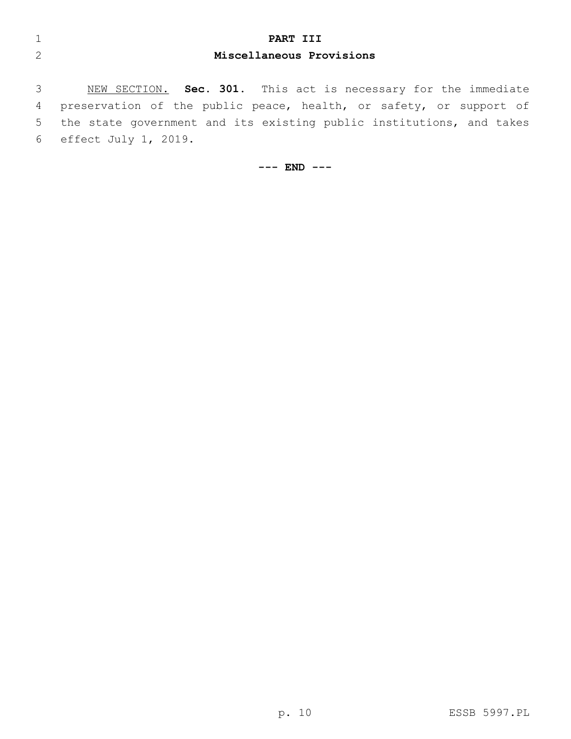**PART III**

**Miscellaneous Provisions**

NEW SECTION. **Sec. 301.** This act is necessary for the immediate preservation of the public peace, health, or safety, or support of the state government and its existing public institutions, and takes effect July 1, 2019.

**--- END ---**